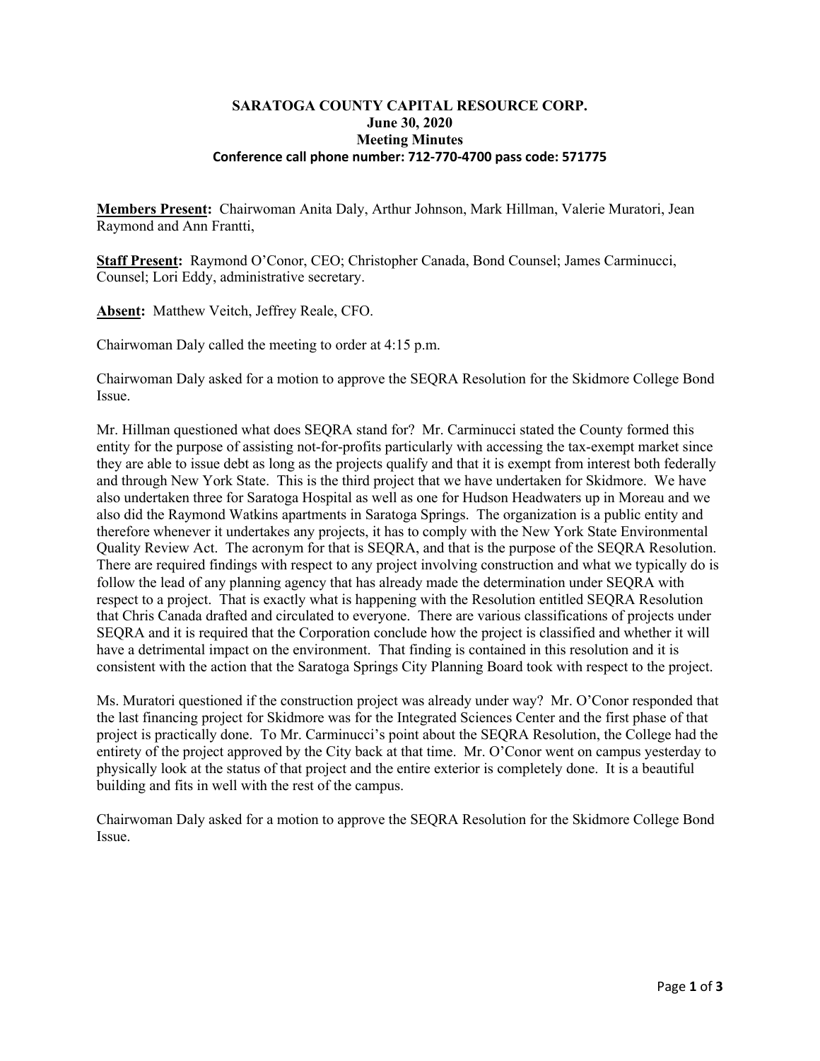# SARATOGA COUNTY CAPITAL RESOURCE CORP.
## June 30, 2020
## Meeting Minutes
### Conference call phone number: 712-770-4700 pass code: 571775

**Members Present:** Chairwoman Anita Daly, Arthur Johnson, Mark Hillman, Valerie Muratori, Jean Raymond and Ann Frantti,

**Staff Present:** Raymond O'Conor, CEO; Christopher Canada, Bond Counsel; James Carminucci, Counsel; Lori Eddy, administrative secretary.

**Absent:** Matthew Veitch, Jeffrey Reale, CFO.

Chairwoman Daly called the meeting to order at 4:15 p.m.

Chairwoman Daly asked for a motion to approve the SEQRA Resolution for the Skidmore College Bond Issue.

Mr. Hillman questioned what does SEQRA stand for? Mr. Carminucci stated the County formed this entity for the purpose of assisting not-for-profits particularly with accessing the tax-exempt market since they are able to issue debt as long as the projects qualify and that it is exempt from interest both federally and through New York State. This is the third project that we have undertaken for Skidmore. We have also undertaken three for Saratoga Hospital as well as one for Hudson Headwaters up in Moreau and we also did the Raymond Watkins apartments in Saratoga Springs. The organization is a public entity and therefore whenever it undertakes any projects, it has to comply with the New York State Environmental Quality Review Act. The acronym for that is SEQRA, and that is the purpose of the SEQRA Resolution. There are required findings with respect to any project involving construction and what we typically do is follow the lead of any planning agency that has already made the determination under SEQRA with respect to a project. That is exactly what is happening with the Resolution entitled SEQRA Resolution that Chris Canada drafted and circulated to everyone. There are various classifications of projects under SEQRA and it is required that the Corporation conclude how the project is classified and whether it will have a detrimental impact on the environment. That finding is contained in this resolution and it is consistent with the action that the Saratoga Springs City Planning Board took with respect to the project.

Ms. Muratori questioned if the construction project was already under way? Mr. O'Conor responded that the last financing project for Skidmore was for the Integrated Sciences Center and the first phase of that project is practically done. To Mr. Carminucci's point about the SEQRA Resolution, the College had the entirety of the project approved by the City back at that time. Mr. O'Conor went on campus yesterday to physically look at the status of that project and the entire exterior is completely done. It is a beautiful building and fits in well with the rest of the campus.

Chairwoman Daly asked for a motion to approve the SEQRA Resolution for the Skidmore College Bond Issue.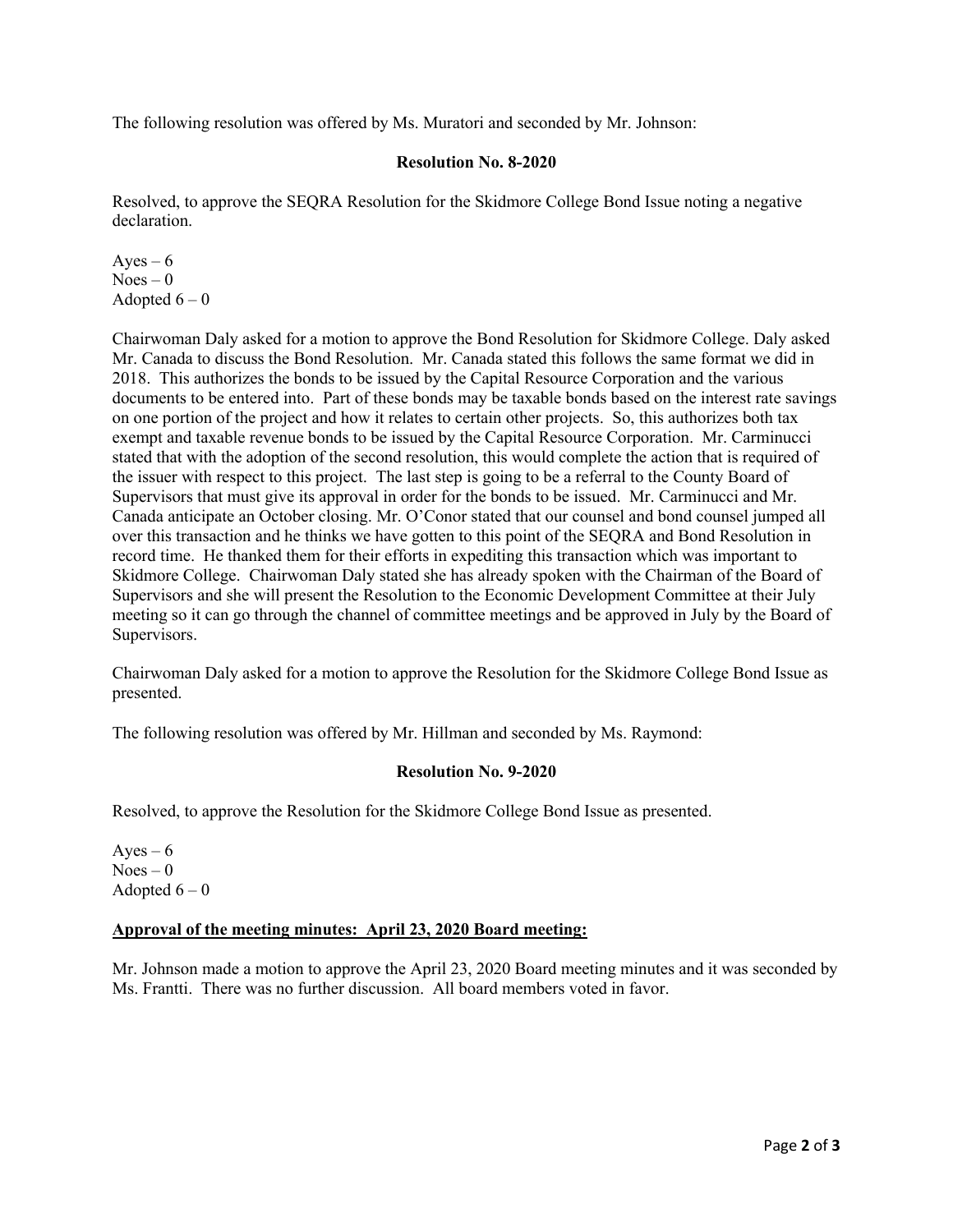The following resolution was offered by Ms. Muratori and seconded by Mr. Johnson:

**Resolution No. 8-2020**

Resolved, to approve the SEQRA Resolution for the Skidmore College Bond Issue noting a negative declaration.

Ayes – 6
Noes – 0
Adopted 6 – 0

Chairwoman Daly asked for a motion to approve the Bond Resolution for Skidmore College. Daly asked Mr. Canada to discuss the Bond Resolution. Mr. Canada stated this follows the same format we did in 2018. This authorizes the bonds to be issued by the Capital Resource Corporation and the various documents to be entered into. Part of these bonds may be taxable bonds based on the interest rate savings on one portion of the project and how it relates to certain other projects. So, this authorizes both tax exempt and taxable revenue bonds to be issued by the Capital Resource Corporation. Mr. Carminucci stated that with the adoption of the second resolution, this would complete the action that is required of the issuer with respect to this project. The last step is going to be a referral to the County Board of Supervisors that must give its approval in order for the bonds to be issued. Mr. Carminucci and Mr. Canada anticipate an October closing. Mr. O'Conor stated that our counsel and bond counsel jumped all over this transaction and he thinks we have gotten to this point of the SEQRA and Bond Resolution in record time. He thanked them for their efforts in expediting this transaction which was important to Skidmore College. Chairwoman Daly stated she has already spoken with the Chairman of the Board of Supervisors and she will present the Resolution to the Economic Development Committee at their July meeting so it can go through the channel of committee meetings and be approved in July by the Board of Supervisors.

Chairwoman Daly asked for a motion to approve the Resolution for the Skidmore College Bond Issue as presented.

The following resolution was offered by Mr. Hillman and seconded by Ms. Raymond:

**Resolution No. 9-2020**

Resolved, to approve the Resolution for the Skidmore College Bond Issue as presented.

Ayes – 6
Noes – 0
Adopted 6 – 0

**Approval of the meeting minutes: April 23, 2020 Board meeting:**

Mr. Johnson made a motion to approve the April 23, 2020 Board meeting minutes and it was seconded by Ms. Frantti. There was no further discussion. All board members voted in favor.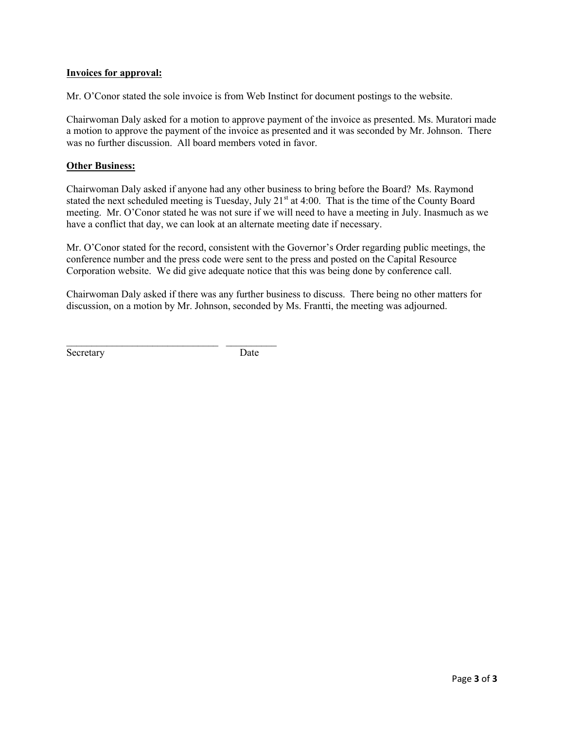**Invoices for approval:**

Mr. O'Conor stated the sole invoice is from Web Instinct for document postings to the website.

Chairwoman Daly asked for a motion to approve payment of the invoice as presented. Ms. Muratori made a motion to approve the payment of the invoice as presented and it was seconded by Mr. Johnson. There was no further discussion. All board members voted in favor.

**Other Business:**

Chairwoman Daly asked if anyone had any other business to bring before the Board? Ms. Raymond stated the next scheduled meeting is Tuesday, July 21st at 4:00. That is the time of the County Board meeting. Mr. O'Conor stated he was not sure if we will need to have a meeting in July. Inasmuch as we have a conflict that day, we can look at an alternate meeting date if necessary.

Mr. O'Conor stated for the record, consistent with the Governor's Order regarding public meetings, the conference number and the press code were sent to the press and posted on the Capital Resource Corporation website. We did give adequate notice that this was being done by conference call.

Chairwoman Daly asked if there was any further business to discuss. There being no other matters for discussion, on a motion by Mr. Johnson, seconded by Ms. Frantti, the meeting was adjourned.

______________________________ __________

Secretary Date